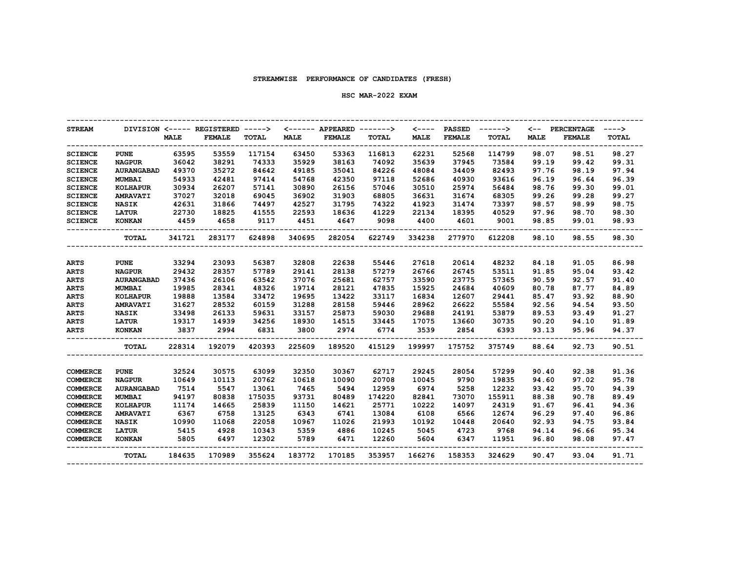# STREAMWISE PERFORMANCE OF CANDIDATES (FRESH)

## HSC MAR-2022 EXAM

| STREAM | DIVISION | REGISTERED | | | APPEARED | | | PASSED | | | PERCENTAGE | | |
|---|---|---|---|---|---|---|---|---|---|---|---|---|---|
| | | MALE | FEMALE | TOTAL | MALE | FEMALE | TOTAL | MALE | FEMALE | TOTAL | MALE | FEMALE | TOTAL |
| SCIENCE | PUNE | 63595 | 53559 | 117154 | 63450 | 53363 | 116813 | 62231 | 52568 | 114799 | 98.07 | 98.51 | 98.27 |
| SCIENCE | NAGPUR | 36042 | 38291 | 74333 | 35929 | 38163 | 74092 | 35639 | 37945 | 73584 | 99.19 | 99.42 | 99.31 |
| SCIENCE | AURANGABAD | 49370 | 35272 | 84642 | 49185 | 35041 | 84226 | 48084 | 34409 | 82493 | 97.76 | 98.19 | 97.94 |
| SCIENCE | MUMBAI | 54933 | 42481 | 97414 | 54768 | 42350 | 97118 | 52686 | 40930 | 93616 | 96.19 | 96.64 | 96.39 |
| SCIENCE | KOLHAPUR | 30934 | 26207 | 57141 | 30890 | 26156 | 57046 | 30510 | 25974 | 56484 | 98.76 | 99.30 | 99.01 |
| SCIENCE | AMRAVATI | 37027 | 32018 | 69045 | 36902 | 31903 | 68805 | 36631 | 31674 | 68305 | 99.26 | 99.28 | 99.27 |
| SCIENCE | NASIK | 42631 | 31866 | 74497 | 42527 | 31795 | 74322 | 41923 | 31474 | 73397 | 98.57 | 98.99 | 98.75 |
| SCIENCE | LATUR | 22730 | 18825 | 41555 | 22593 | 18636 | 41229 | 22134 | 18395 | 40529 | 97.96 | 98.70 | 98.30 |
| SCIENCE | KONKAN | 4459 | 4658 | 9117 | 4451 | 4647 | 9098 | 4400 | 4601 | 9001 | 98.85 | 99.01 | 98.93 |
| | TOTAL | 341721 | 283177 | 624898 | 340695 | 282054 | 622749 | 334238 | 277970 | 612208 | 98.10 | 98.55 | 98.30 |
| ARTS | PUNE | 33294 | 23093 | 56387 | 32808 | 22638 | 55446 | 27618 | 20614 | 48232 | 84.18 | 91.05 | 86.98 |
| ARTS | NAGPUR | 29432 | 28357 | 57789 | 29141 | 28138 | 57279 | 26766 | 26745 | 53511 | 91.85 | 95.04 | 93.42 |
| ARTS | AURANGABAD | 37436 | 26106 | 63542 | 37076 | 25681 | 62757 | 33590 | 23775 | 57365 | 90.59 | 92.57 | 91.40 |
| ARTS | MUMBAI | 19985 | 28341 | 48326 | 19714 | 28121 | 47835 | 15925 | 24684 | 40609 | 80.78 | 87.77 | 84.89 |
| ARTS | KOLHAPUR | 19888 | 13584 | 33472 | 19695 | 13422 | 33117 | 16834 | 12607 | 29441 | 85.47 | 93.92 | 88.90 |
| ARTS | AMRAVATI | 31627 | 28532 | 60159 | 31288 | 28158 | 59446 | 28962 | 26622 | 55584 | 92.56 | 94.54 | 93.50 |
| ARTS | NASIK | 33498 | 26133 | 59631 | 33157 | 25873 | 59030 | 29688 | 24191 | 53879 | 89.53 | 93.49 | 91.27 |
| ARTS | LATUR | 19317 | 14939 | 34256 | 18930 | 14515 | 33445 | 17075 | 13660 | 30735 | 90.20 | 94.10 | 91.89 |
| ARTS | KONKAN | 3837 | 2994 | 6831 | 3800 | 2974 | 6774 | 3539 | 2854 | 6393 | 93.13 | 95.96 | 94.37 |
| | TOTAL | 228314 | 192079 | 420393 | 225609 | 189520 | 415129 | 199997 | 175752 | 375749 | 88.64 | 92.73 | 90.51 |
| COMMERCE | PUNE | 32524 | 30575 | 63099 | 32350 | 30367 | 62717 | 29245 | 28054 | 57299 | 90.40 | 92.38 | 91.36 |
| COMMERCE | NAGPUR | 10649 | 10113 | 20762 | 10618 | 10090 | 20708 | 10045 | 9790 | 19835 | 94.60 | 97.02 | 95.78 |
| COMMERCE | AURANGABAD | 7514 | 5547 | 13061 | 7465 | 5494 | 12959 | 6974 | 5258 | 12232 | 93.42 | 95.70 | 94.39 |
| COMMERCE | MUMBAI | 94197 | 80838 | 175035 | 93731 | 80489 | 174220 | 82841 | 73070 | 155911 | 88.38 | 90.78 | 89.49 |
| COMMERCE | KOLHAPUR | 11174 | 14665 | 25839 | 11150 | 14621 | 25771 | 10222 | 14097 | 24319 | 91.67 | 96.41 | 94.36 |
| COMMERCE | AMRAVATI | 6367 | 6758 | 13125 | 6343 | 6741 | 13084 | 6108 | 6566 | 12674 | 96.29 | 97.40 | 96.86 |
| COMMERCE | NASIK | 10990 | 11068 | 22058 | 10967 | 11026 | 21993 | 10192 | 10448 | 20640 | 92.93 | 94.75 | 93.84 |
| COMMERCE | LATUR | 5415 | 4928 | 10343 | 5359 | 4886 | 10245 | 5045 | 4723 | 9768 | 94.14 | 96.66 | 95.34 |
| COMMERCE | KONKAN | 5805 | 6497 | 12302 | 5789 | 6471 | 12260 | 5604 | 6347 | 11951 | 96.80 | 98.08 | 97.47 |
| | TOTAL | 184635 | 170989 | 355624 | 183772 | 170185 | 353957 | 166276 | 158353 | 324629 | 90.47 | 93.04 | 91.71 |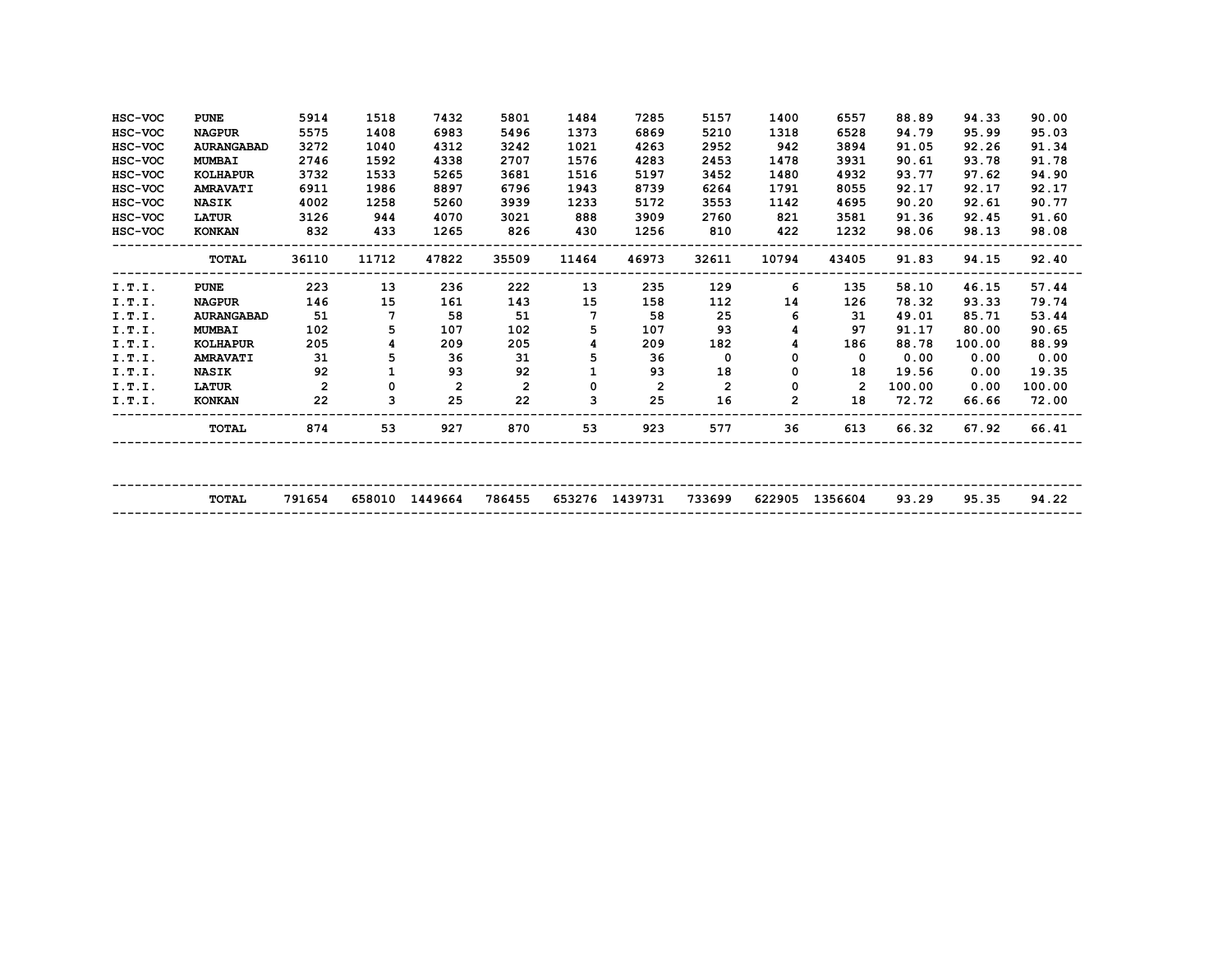| | | | | | | | | | | | | | |
|---|---|---|---|---|---|---|---|---|---|---|---|---|---|
| HSC-VOC | PUNE | 5914 | 1518 | 7432 | 5801 | 1484 | 7285 | 5157 | 1400 | 6557 | 88.89 | 94.33 | 90.00 |
| HSC-VOC | NAGPUR | 5575 | 1408 | 6983 | 5496 | 1373 | 6869 | 5210 | 1318 | 6528 | 94.79 | 95.99 | 95.03 |
| HSC-VOC | AURANGABAD | 3272 | 1040 | 4312 | 3242 | 1021 | 4263 | 2952 | 942 | 3894 | 91.05 | 92.26 | 91.34 |
| HSC-VOC | MUMBAI | 2746 | 1592 | 4338 | 2707 | 1576 | 4283 | 2453 | 1478 | 3931 | 90.61 | 93.78 | 91.78 |
| HSC-VOC | KOLHAPUR | 3732 | 1533 | 5265 | 3681 | 1516 | 5197 | 3452 | 1480 | 4932 | 93.77 | 97.62 | 94.90 |
| HSC-VOC | AMRAVATI | 6911 | 1986 | 8897 | 6796 | 1943 | 8739 | 6264 | 1791 | 8055 | 92.17 | 92.17 | 92.17 |
| HSC-VOC | NASIK | 4002 | 1258 | 5260 | 3939 | 1233 | 5172 | 3553 | 1142 | 4695 | 90.20 | 92.61 | 90.77 |
| HSC-VOC | LATUR | 3126 | 944 | 4070 | 3021 | 888 | 3909 | 2760 | 821 | 3581 | 91.36 | 92.45 | 91.60 |
| HSC-VOC | KONKAN | 832 | 433 | 1265 | 826 | 430 | 1256 | 810 | 422 | 1232 | 98.06 | 98.13 | 98.08 |
| | TOTAL | 36110 | 11712 | 47822 | 35509 | 11464 | 46973 | 32611 | 10794 | 43405 | 91.83 | 94.15 | 92.40 |
| I.T.I. | PUNE | 223 | 13 | 236 | 222 | 13 | 235 | 129 | 6 | 135 | 58.10 | 46.15 | 57.44 |
| I.T.I. | NAGPUR | 146 | 15 | 161 | 143 | 15 | 158 | 112 | 14 | 126 | 78.32 | 93.33 | 79.74 |
| I.T.I. | AURANGABAD | 51 | 7 | 58 | 51 | 7 | 58 | 25 | 6 | 31 | 49.01 | 85.71 | 53.44 |
| I.T.I. | MUMBAI | 102 | 5 | 107 | 102 | 5 | 107 | 93 | 4 | 97 | 91.17 | 80.00 | 90.65 |
| I.T.I. | KOLHAPUR | 205 | 4 | 209 | 205 | 4 | 209 | 182 | 4 | 186 | 88.78 | 100.00 | 88.99 |
| I.T.I. | AMRAVATI | 31 | 5 | 36 | 31 | 5 | 36 | 0 | 0 | 0 | 0.00 | 0.00 | 0.00 |
| I.T.I. | NASIK | 92 | 1 | 93 | 92 | 1 | 93 | 18 | 0 | 18 | 19.56 | 0.00 | 19.35 |
| I.T.I. | LATUR | 2 | 0 | 2 | 2 | 0 | 2 | 2 | 0 | 2 | 100.00 | 0.00 | 100.00 |
| I.T.I. | KONKAN | 22 | 3 | 25 | 22 | 3 | 25 | 16 | 2 | 18 | 72.72 | 66.66 | 72.00 |
| | TOTAL | 874 | 53 | 927 | 870 | 53 | 923 | 577 | 36 | 613 | 66.32 | 67.92 | 66.41 |
| | TOTAL | 791654 | 658010 | 1449664 | 786455 | 653276 | 1439731 | 733699 | 622905 | 1356604 | 93.29 | 95.35 | 94.22 |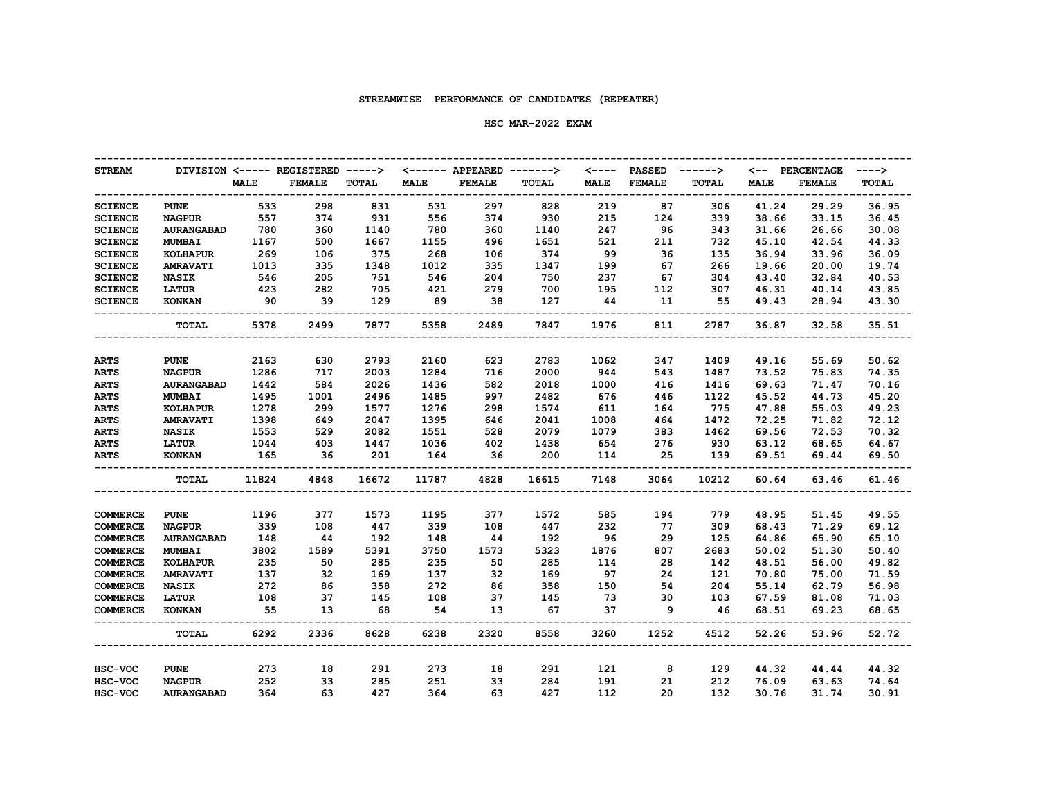**STREAMWISE PERFORMANCE OF CANDIDATES (REPEATER)**

**HSC MAR-2022 EXAM**

| STREAM | DIVISION | REGISTERED | | | APPEARED | | | PASSED | | | PERCENTAGE | | |
|---|---|---|---|---|---|---|---|---|---|---|---|---|---|
| | | MALE | FEMALE | TOTAL | MALE | FEMALE | TOTAL | MALE | FEMALE | TOTAL | MALE | FEMALE | TOTAL |
| SCIENCE | PUNE | 533 | 298 | 831 | 531 | 297 | 828 | 219 | 87 | 306 | 41.24 | 29.29 | 36.95 |
| SCIENCE | NAGPUR | 557 | 374 | 931 | 556 | 374 | 930 | 215 | 124 | 339 | 38.66 | 33.15 | 36.45 |
| SCIENCE | AURANGABAD | 780 | 360 | 1140 | 780 | 360 | 1140 | 247 | 96 | 343 | 31.66 | 26.66 | 30.08 |
| SCIENCE | MUMBAI | 1167 | 500 | 1667 | 1155 | 496 | 1651 | 521 | 211 | 732 | 45.10 | 42.54 | 44.33 |
| SCIENCE | KOLHAPUR | 269 | 106 | 375 | 268 | 106 | 374 | 99 | 36 | 135 | 36.94 | 33.96 | 36.09 |
| SCIENCE | AMRAVATI | 1013 | 335 | 1348 | 1012 | 335 | 1347 | 199 | 67 | 266 | 19.66 | 20.00 | 19.74 |
| SCIENCE | NASIK | 546 | 205 | 751 | 546 | 204 | 750 | 237 | 67 | 304 | 43.40 | 32.84 | 40.53 |
| SCIENCE | LATUR | 423 | 282 | 705 | 421 | 279 | 700 | 195 | 112 | 307 | 46.31 | 40.14 | 43.85 |
| SCIENCE | KONKAN | 90 | 39 | 129 | 89 | 38 | 127 | 44 | 11 | 55 | 49.43 | 28.94 | 43.30 |
| | TOTAL | 5378 | 2499 | 7877 | 5358 | 2489 | 7847 | 1976 | 811 | 2787 | 36.87 | 32.58 | 35.51 |
| ARTS | PUNE | 2163 | 630 | 2793 | 2160 | 623 | 2783 | 1062 | 347 | 1409 | 49.16 | 55.69 | 50.62 |
| ARTS | NAGPUR | 1286 | 717 | 2003 | 1284 | 716 | 2000 | 944 | 543 | 1487 | 73.52 | 75.83 | 74.35 |
| ARTS | AURANGABAD | 1442 | 584 | 2026 | 1436 | 582 | 2018 | 1000 | 416 | 1416 | 69.63 | 71.47 | 70.16 |
| ARTS | MUMBAI | 1495 | 1001 | 2496 | 1485 | 997 | 2482 | 676 | 446 | 1122 | 45.52 | 44.73 | 45.20 |
| ARTS | KOLHAPUR | 1278 | 299 | 1577 | 1276 | 298 | 1574 | 611 | 164 | 775 | 47.88 | 55.03 | 49.23 |
| ARTS | AMRAVATI | 1398 | 649 | 2047 | 1395 | 646 | 2041 | 1008 | 464 | 1472 | 72.25 | 71.82 | 72.12 |
| ARTS | NASIK | 1553 | 529 | 2082 | 1551 | 528 | 2079 | 1079 | 383 | 1462 | 69.56 | 72.53 | 70.32 |
| ARTS | LATUR | 1044 | 403 | 1447 | 1036 | 402 | 1438 | 654 | 276 | 930 | 63.12 | 68.65 | 64.67 |
| ARTS | KONKAN | 165 | 36 | 201 | 164 | 36 | 200 | 114 | 25 | 139 | 69.51 | 69.44 | 69.50 |
| | TOTAL | 11824 | 4848 | 16672 | 11787 | 4828 | 16615 | 7148 | 3064 | 10212 | 60.64 | 63.46 | 61.46 |
| COMMERCE | PUNE | 1196 | 377 | 1573 | 1195 | 377 | 1572 | 585 | 194 | 779 | 48.95 | 51.45 | 49.55 |
| COMMERCE | NAGPUR | 339 | 108 | 447 | 339 | 108 | 447 | 232 | 77 | 309 | 68.43 | 71.29 | 69.12 |
| COMMERCE | AURANGABAD | 148 | 44 | 192 | 148 | 44 | 192 | 96 | 29 | 125 | 64.86 | 65.90 | 65.10 |
| COMMERCE | MUMBAI | 3802 | 1589 | 5391 | 3750 | 1573 | 5323 | 1876 | 807 | 2683 | 50.02 | 51.30 | 50.40 |
| COMMERCE | KOLHAPUR | 235 | 50 | 285 | 235 | 50 | 285 | 114 | 28 | 142 | 48.51 | 56.00 | 49.82 |
| COMMERCE | AMRAVATI | 137 | 32 | 169 | 137 | 32 | 169 | 97 | 24 | 121 | 70.80 | 75.00 | 71.59 |
| COMMERCE | NASIK | 272 | 86 | 358 | 272 | 86 | 358 | 150 | 54 | 204 | 55.14 | 62.79 | 56.98 |
| COMMERCE | LATUR | 108 | 37 | 145 | 108 | 37 | 145 | 73 | 30 | 103 | 67.59 | 81.08 | 71.03 |
| COMMERCE | KONKAN | 55 | 13 | 68 | 54 | 13 | 67 | 37 | 9 | 46 | 68.51 | 69.23 | 68.65 |
| | TOTAL | 6292 | 2336 | 8628 | 6238 | 2320 | 8558 | 3260 | 1252 | 4512 | 52.26 | 53.96 | 52.72 |
| HSC-VOC | PUNE | 273 | 18 | 291 | 273 | 18 | 291 | 121 | 8 | 129 | 44.32 | 44.44 | 44.32 |
| HSC-VOC | NAGPUR | 252 | 33 | 285 | 251 | 33 | 284 | 191 | 21 | 212 | 76.09 | 63.63 | 74.64 |
| HSC-VOC | AURANGABAD | 364 | 63 | 427 | 364 | 63 | 427 | 112 | 20 | 132 | 30.76 | 31.74 | 30.91 |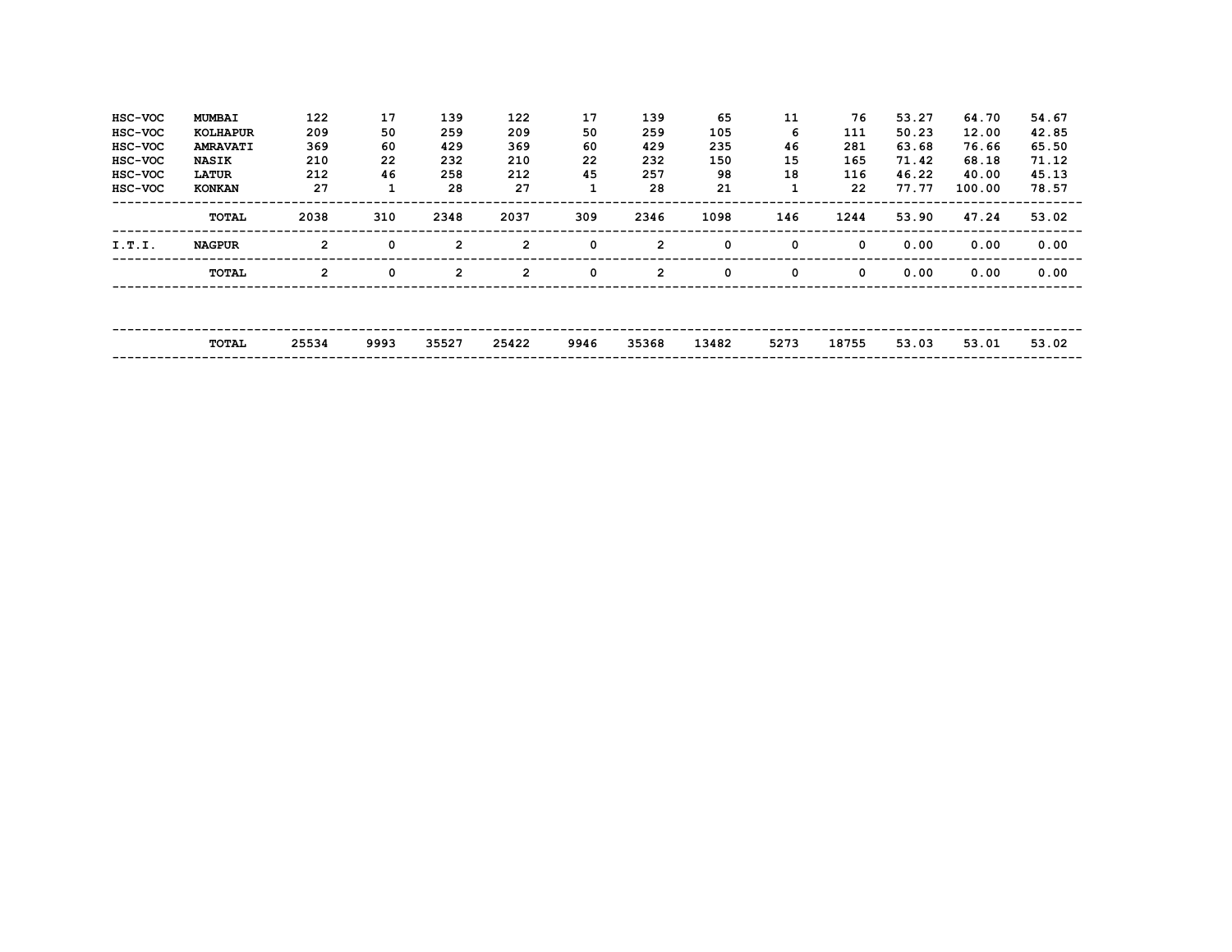| | | | | | | | | | | | | | |
|---|---|---|---|---|---|---|---|---|---|---|---|---|---|
| HSC-VOC | MUMBAI | 122 | 17 | 139 | 122 | 17 | 139 | 65 | 11 | 76 | 53.27 | 64.70 | 54.67 |
| HSC-VOC | KOLHAPUR | 209 | 50 | 259 | 209 | 50 | 259 | 105 | 6 | 111 | 50.23 | 12.00 | 42.85 |
| HSC-VOC | AMRAVATI | 369 | 60 | 429 | 369 | 60 | 429 | 235 | 46 | 281 | 63.68 | 76.66 | 65.50 |
| HSC-VOC | NASIK | 210 | 22 | 232 | 210 | 22 | 232 | 150 | 15 | 165 | 71.42 | 68.18 | 71.12 |
| HSC-VOC | LATUR | 212 | 46 | 258 | 212 | 45 | 257 | 98 | 18 | 116 | 46.22 | 40.00 | 45.13 |
| HSC-VOC | KONKAN | 27 | 1 | 28 | 27 | 1 | 28 | 21 | 1 | 22 | 77.77 | 100.00 | 78.57 |
| | TOTAL | 2038 | 310 | 2348 | 2037 | 309 | 2346 | 1098 | 146 | 1244 | 53.90 | 47.24 | 53.02 |
| I.T.I. | NAGPUR | 2 | 0 | 2 | 2 | 0 | 2 | 0 | 0 | 0 | 0.00 | 0.00 | 0.00 |
| | TOTAL | 2 | 0 | 2 | 2 | 0 | 2 | 0 | 0 | 0 | 0.00 | 0.00 | 0.00 |
| | TOTAL | 25534 | 9993 | 35527 | 25422 | 9946 | 35368 | 13482 | 5273 | 18755 | 53.03 | 53.01 | 53.02 |